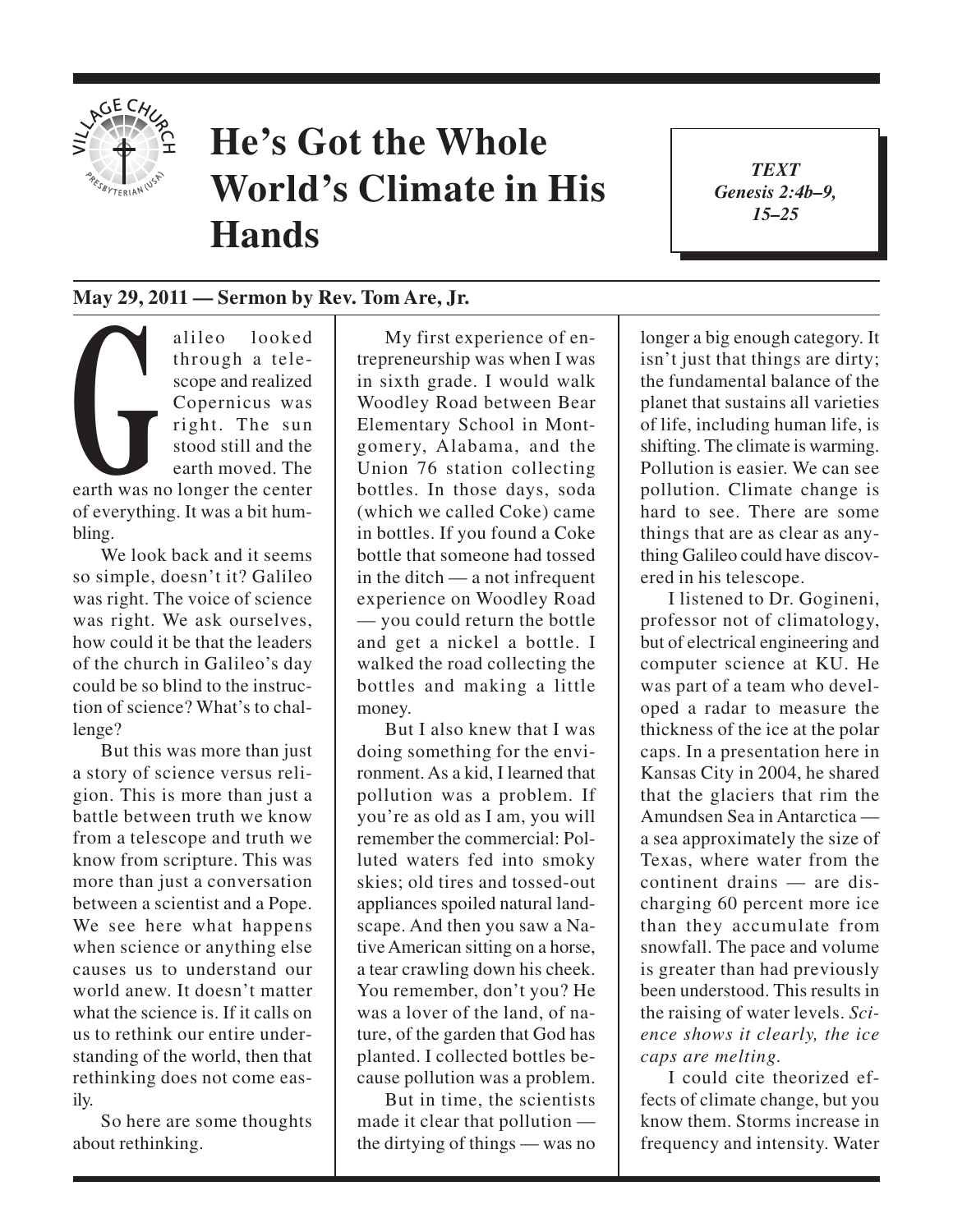# He's Got the Whole World's Climate in His Hands

*TEXT*
*Genesis 2:4b–9, 15–25*

**May 29, 2011 — Sermon by Rev. Tom Are, Jr.**

Galileo looked through a telescope and realized Copernicus was right. The sun stood still and the earth moved. The earth was no longer the center of everything. It was a bit humbling.

We look back and it seems so simple, doesn't it? Galileo was right. The voice of science was right. We ask ourselves, how could it be that the leaders of the church in Galileo's day could be so blind to the instruction of science? What's to challenge?

But this was more than just a story of science versus religion. This is more than just a battle between truth we know from a telescope and truth we know from scripture. This was more than just a conversation between a scientist and a Pope. We see here what happens when science or anything else causes us to understand our world anew. It doesn't matter what the science is. If it calls on us to rethink our entire understanding of the world, then that rethinking does not come easily.

So here are some thoughts about rethinking.

My first experience of entrepreneurship was when I was in sixth grade. I would walk Woodley Road between Bear Elementary School in Montgomery, Alabama, and the Union 76 station collecting bottles. In those days, soda (which we called Coke) came in bottles. If you found a Coke bottle that someone had tossed in the ditch — a not infrequent experience on Woodley Road — you could return the bottle and get a nickel a bottle. I walked the road collecting the bottles and making a little money.

But I also knew that I was doing something for the environment. As a kid, I learned that pollution was a problem. If you're as old as I am, you will remember the commercial: Polluted waters fed into smoky skies; old tires and tossed-out appliances spoiled natural landscape. And then you saw a Native American sitting on a horse, a tear crawling down his cheek. You remember, don't you? He was a lover of the land, of nature, of the garden that God has planted. I collected bottles because pollution was a problem.

But in time, the scientists made it clear that pollution — the dirtying of things — was no longer a big enough category. It isn't just that things are dirty; the fundamental balance of the planet that sustains all varieties of life, including human life, is shifting. The climate is warming. Pollution is easier. We can see pollution. Climate change is hard to see. There are some things that are as clear as anything Galileo could have discovered in his telescope.

I listened to Dr. Gogineni, professor not of climatology, but of electrical engineering and computer science at KU. He was part of a team who developed a radar to measure the thickness of the ice at the polar caps. In a presentation here in Kansas City in 2004, he shared that the glaciers that rim the Amundsen Sea in Antarctica — a sea approximately the size of Texas, where water from the continent drains — are discharging 60 percent more ice than they accumulate from snowfall. The pace and volume is greater than had previously been understood. This results in the raising of water levels. *Science shows it clearly, the ice caps are melting.*

I could cite theorized effects of climate change, but you know them. Storms increase in frequency and intensity. Water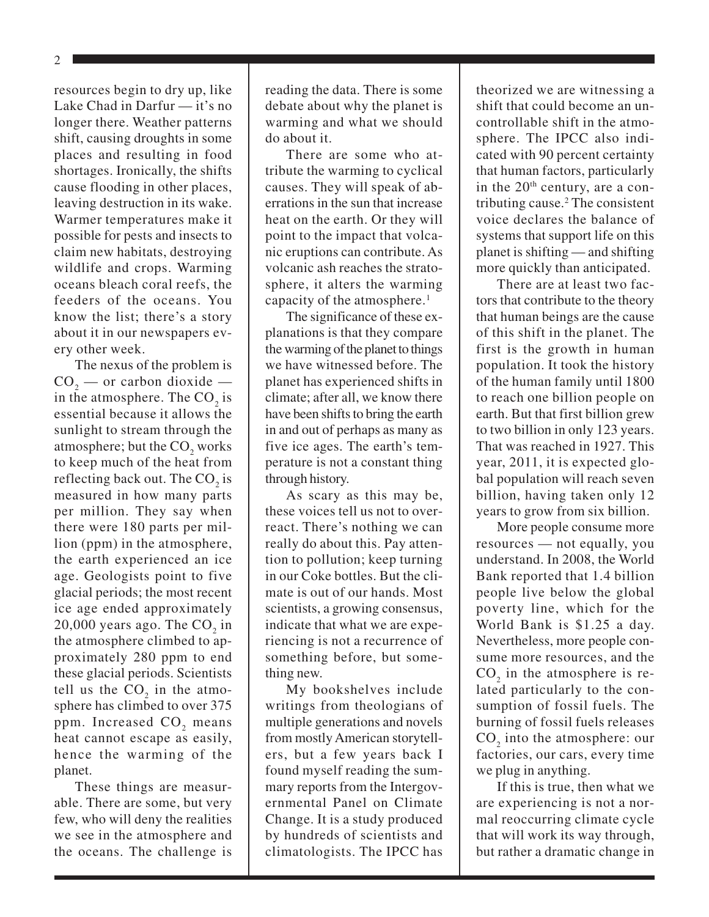resources begin to dry up, like Lake Chad in Darfur — it's no longer there. Weather patterns shift, causing droughts in some places and resulting in food shortages. Ironically, the shifts cause flooding in other places, leaving destruction in its wake. Warmer temperatures make it possible for pests and insects to claim new habitats, destroying wildlife and crops. Warming oceans bleach coral reefs, the feeders of the oceans. You know the list; there's a story about it in our newspapers every other week.

The nexus of the problem is $CO_2$ — or carbon dioxide — in the atmosphere. The $CO_2$ is essential because it allows the sunlight to stream through the atmosphere; but the $CO_2$ works to keep much of the heat from reflecting back out. The $CO_2$ is measured in how many parts per million. They say when there were 180 parts per million (ppm) in the atmosphere, the earth experienced an ice age. Geologists point to five glacial periods; the most recent ice age ended approximately 20,000 years ago. The $CO_2$ in the atmosphere climbed to approximately 280 ppm to end these glacial periods. Scientists tell us the $CO_2$ in the atmosphere has climbed to over 375 ppm. Increased $CO_2$ means heat cannot escape as easily, hence the warming of the planet.

These things are measurable. There are some, but very few, who will deny the realities we see in the atmosphere and the oceans. The challenge is reading the data. There is some debate about why the planet is warming and what we should do about it.

There are some who attribute the warming to cyclical causes. They will speak of aberrations in the sun that increase heat on the earth. Or they will point to the impact that volcanic eruptions can contribute. As volcanic ash reaches the stratosphere, it alters the warming capacity of the atmosphere.[1]

The significance of these explanations is that they compare the warming of the planet to things we have witnessed before. The planet has experienced shifts in climate; after all, we know there have been shifts to bring the earth in and out of perhaps as many as five ice ages. The earth's temperature is not a constant thing through history.

As scary as this may be, these voices tell us not to overreact. There's nothing we can really do about this. Pay attention to pollution; keep turning in our Coke bottles. But the climate is out of our hands. Most scientists, a growing consensus, indicate that what we are experiencing is not a recurrence of something before, but something new.

My bookshelves include writings from theologians of multiple generations and novels from mostly American storytellers, but a few years back I found myself reading the summary reports from the Intergovernmental Panel on Climate Change. It is a study produced by hundreds of scientists and climatologists. The IPCC has theorized we are witnessing a shift that could become an uncontrollable shift in the atmosphere. The IPCC also indicated with 90 percent certainty that human factors, particularly in the 20th century, are a contributing cause.[2] The consistent voice declares the balance of systems that support life on this planet is shifting — and shifting more quickly than anticipated.

There are at least two factors that contribute to the theory that human beings are the cause of this shift in the planet. The first is the growth in human population. It took the history of the human family until 1800 to reach one billion people on earth. But that first billion grew to two billion in only 123 years. That was reached in 1927. This year, 2011, it is expected global population will reach seven billion, having taken only 12 years to grow from six billion.

More people consume more resources — not equally, you understand. In 2008, the World Bank reported that 1.4 billion people live below the global poverty line, which for the World Bank is \$1.25 a day. Nevertheless, more people consume more resources, and the $CO_2$ in the atmosphere is related particularly to the consumption of fossil fuels. The burning of fossil fuels releases $CO_2$ into the atmosphere: our factories, our cars, every time we plug in anything.

If this is true, then what we are experiencing is not a normal reoccurring climate cycle that will work its way through, but rather a dramatic change in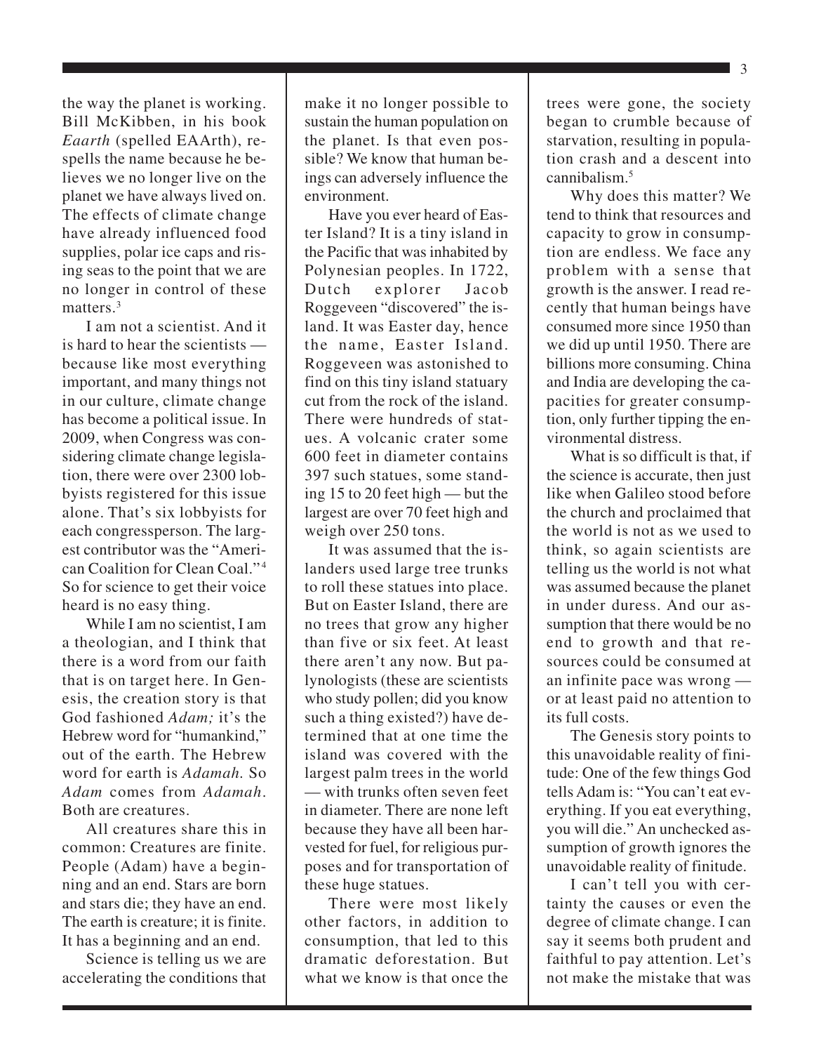the way the planet is working. Bill McKibben, in his book *Eaarth* (spelled EAArth), respells the name because he believes we no longer live on the planet we have always lived on. The effects of climate change have already influenced food supplies, polar ice caps and rising seas to the point that we are no longer in control of these matters.[3]

I am not a scientist. And it is hard to hear the scientists — because like most everything important, and many things not in our culture, climate change has become a political issue. In 2009, when Congress was considering climate change legislation, there were over 2300 lobbyists registered for this issue alone. That's six lobbyists for each congressperson. The largest contributor was the "American Coalition for Clean Coal."[4] So for science to get their voice heard is no easy thing.

While I am no scientist, I am a theologian, and I think that there is a word from our faith that is on target here. In Genesis, the creation story is that God fashioned *Adam;* it's the Hebrew word for "humankind," out of the earth. The Hebrew word for earth is *Adamah.* So *Adam* comes from *Adamah*. Both are creatures.

All creatures share this in common: Creatures are finite. People (Adam) have a beginning and an end. Stars are born and stars die; they have an end. The earth is creature; it is finite. It has a beginning and an end.

Science is telling us we are accelerating the conditions that make it no longer possible to sustain the human population on the planet. Is that even possible? We know that human beings can adversely influence the environment.

Have you ever heard of Easter Island? It is a tiny island in the Pacific that was inhabited by Polynesian peoples. In 1722, Dutch explorer Jacob Roggeveen "discovered" the island. It was Easter day, hence the name, Easter Island. Roggeveen was astonished to find on this tiny island statuary cut from the rock of the island. There were hundreds of statues. A volcanic crater some 600 feet in diameter contains 397 such statues, some standing 15 to 20 feet high — but the largest are over 70 feet high and weigh over 250 tons.

It was assumed that the islanders used large tree trunks to roll these statues into place. But on Easter Island, there are no trees that grow any higher than five or six feet. At least there aren't any now. But palynologists (these are scientists who study pollen; did you know such a thing existed?) have determined that at one time the island was covered with the largest palm trees in the world — with trunks often seven feet in diameter. There are none left because they have all been harvested for fuel, for religious purposes and for transportation of these huge statues.

There were most likely other factors, in addition to consumption, that led to this dramatic deforestation. But what we know is that once the trees were gone, the society began to crumble because of starvation, resulting in population crash and a descent into cannibalism.[5]

Why does this matter? We tend to think that resources and capacity to grow in consumption are endless. We face any problem with a sense that growth is the answer. I read recently that human beings have consumed more since 1950 than we did up until 1950. There are billions more consuming. China and India are developing the capacities for greater consumption, only further tipping the environmental distress.

What is so difficult is that, if the science is accurate, then just like when Galileo stood before the church and proclaimed that the world is not as we used to think, so again scientists are telling us the world is not what was assumed because the planet in under duress. And our assumption that there would be no end to growth and that resources could be consumed at an infinite pace was wrong — or at least paid no attention to its full costs.

The Genesis story points to this unavoidable reality of finitude: One of the few things God tells Adam is: "You can't eat everything. If you eat everything, you will die." An unchecked assumption of growth ignores the unavoidable reality of finitude.

I can't tell you with certainty the causes or even the degree of climate change. I can say it seems both prudent and faithful to pay attention. Let's not make the mistake that was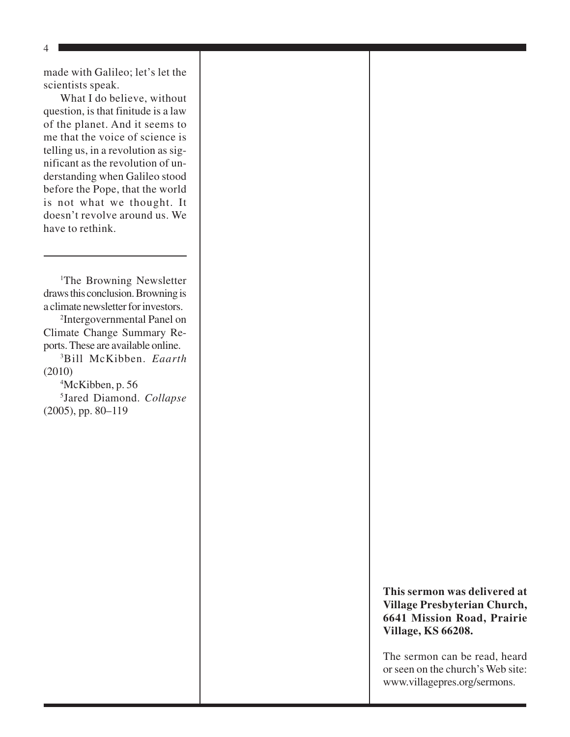made with Galileo; let's let the scientists speak.

What I do believe, without question, is that finitude is a law of the planet. And it seems to me that the voice of science is telling us, in a revolution as significant as the revolution of understanding when Galileo stood before the Pope, that the world is not what we thought. It doesn't revolve around us. We have to rethink.

---

[1]The Browning Newsletter draws this conclusion. Browning is a climate newsletter for investors.

[2]Intergovernmental Panel on Climate Change Summary Reports. These are available online.

[3]Bill McKibben. *Eaarth* (2010)

[4]McKibben, p. 56

[5]Jared Diamond. *Collapse* (2005), pp. 80–119

**This sermon was delivered at Village Presbyterian Church, 6641 Mission Road, Prairie Village, KS 66208.**

The sermon can be read, heard or seen on the church's Web site: www.villagepres.org/sermons.